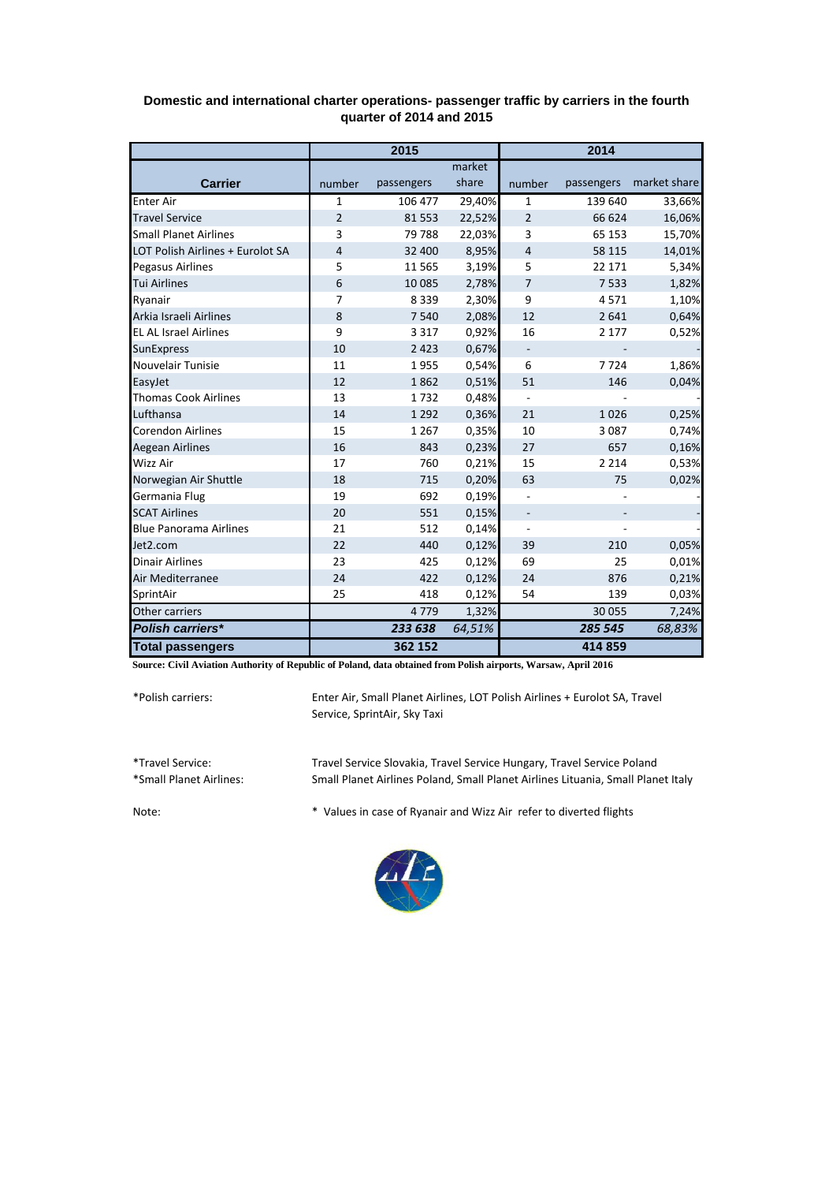**Domestic and international charter operations- passenger traffic by carriers in the fourth quarter of 2014 and 2015**

| Carrier | 2015 | | | 2014 | | |
|---|---|---|---|---|---|---|
| | number | passengers | market share | number | passengers | market share |
| Enter Air | 1 | 106 477 | 29,40% | 1 | 139 640 | 33,66% |
| Travel Service | 2 | 81 553 | 22,52% | 2 | 66 624 | 16,06% |
| Small Planet Airlines | 3 | 79 788 | 22,03% | 3 | 65 153 | 15,70% |
| LOT Polish Airlines + Eurolot SA | 4 | 32 400 | 8,95% | 4 | 58 115 | 14,01% |
| Pegasus Airlines | 5 | 11 565 | 3,19% | 5 | 22 171 | 5,34% |
| Tui Airlines | 6 | 10 085 | 2,78% | 7 | 7 533 | 1,82% |
| Ryanair | 7 | 8 339 | 2,30% | 9 | 4 571 | 1,10% |
| Arkia Israeli Airlines | 8 | 7 540 | 2,08% | 12 | 2 641 | 0,64% |
| EL AL Israel Airlines | 9 | 3 317 | 0,92% | 16 | 2 177 | 0,52% |
| SunExpress | 10 | 2 423 | 0,67% | - | - | - |
| Nouvelair Tunisie | 11 | 1 955 | 0,54% | 6 | 7 724 | 1,86% |
| EasyJet | 12 | 1 862 | 0,51% | 51 | 146 | 0,04% |
| Thomas Cook Airlines | 13 | 1 732 | 0,48% | - | - | - |
| Lufthansa | 14 | 1 292 | 0,36% | 21 | 1 026 | 0,25% |
| Corendon Airlines | 15 | 1 267 | 0,35% | 10 | 3 087 | 0,74% |
| Aegean Airlines | 16 | 843 | 0,23% | 27 | 657 | 0,16% |
| Wizz Air | 17 | 760 | 0,21% | 15 | 2 214 | 0,53% |
| Norwegian Air Shuttle | 18 | 715 | 0,20% | 63 | 75 | 0,02% |
| Germania Flug | 19 | 692 | 0,19% | - | - | - |
| SCAT Airlines | 20 | 551 | 0,15% | - | - | - |
| Blue Panorama Airlines | 21 | 512 | 0,14% | - | - | - |
| Jet2.com | 22 | 440 | 0,12% | 39 | 210 | 0,05% |
| Dinair Airlines | 23 | 425 | 0,12% | 69 | 25 | 0,01% |
| Air Mediterranee | 24 | 422 | 0,12% | 24 | 876 | 0,21% |
| SprintAir | 25 | 418 | 0,12% | 54 | 139 | 0,03% |
| Other carriers | | 4 779 | 1,32% | | 30 055 | 7,24% |
| ***Polish carriers**** | | ***233 638*** | *64,51%* | | ***285 545*** | *68,83%* |
| **Total passengers** | | **362 152** | | | **414 859** | |

**Source: Civil Aviation Authority of Republic of Poland, data obtained from Polish airports, Warsaw, April 2016**

*Polish carriers: Enter Air, Small Planet Airlines, LOT Polish Airlines + Eurolot SA, Travel Service, SprintAir, Sky Taxi

*Travel Service: Travel Service Slovakia, Travel Service Hungary, Travel Service Poland

*Small Planet Airlines: Small Planet Airlines Poland, Small Planet Airlines Lituania, Small Planet Italy

Note: * Values in case of Ryanair and Wizz Air refer to diverted flights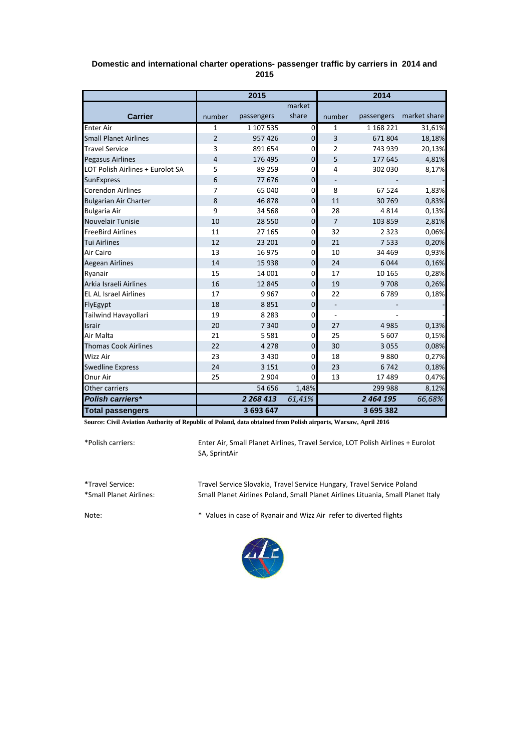**Domestic and international charter operations- passenger traffic by carriers in 2014 and 2015**

| Carrier | 2015 | | | 2014 | | |
|---|---|---|---|---|---|---|
| | number | passengers | market share | number | passengers | market share |
| Enter Air | 1 | 1 107 535 | 0 | 1 | 1 168 221 | 31,61% |
| Small Planet Airlines | 2 | 957 426 | 0 | 3 | 671 804 | 18,18% |
| Travel Service | 3 | 891 654 | 0 | 2 | 743 939 | 20,13% |
| Pegasus Airlines | 4 | 176 495 | 0 | 5 | 177 645 | 4,81% |
| LOT Polish Airlines + Eurolot SA | 5 | 89 259 | 0 | 4 | 302 030 | 8,17% |
| SunExpress | 6 | 77 676 | 0 | - | - | - |
| Corendon Airlines | 7 | 65 040 | 0 | 8 | 67 524 | 1,83% |
| Bulgarian Air Charter | 8 | 46 878 | 0 | 11 | 30 769 | 0,83% |
| Bulgaria Air | 9 | 34 568 | 0 | 28 | 4 814 | 0,13% |
| Nouvelair Tunisie | 10 | 28 550 | 0 | 7 | 103 859 | 2,81% |
| FreeBird Airlines | 11 | 27 165 | 0 | 32 | 2 323 | 0,06% |
| Tui Airlines | 12 | 23 201 | 0 | 21 | 7 533 | 0,20% |
| Air Cairo | 13 | 16 975 | 0 | 10 | 34 469 | 0,93% |
| Aegean Airlines | 14 | 15 938 | 0 | 24 | 6 044 | 0,16% |
| Ryanair | 15 | 14 001 | 0 | 17 | 10 165 | 0,28% |
| Arkia Israeli Airlines | 16 | 12 845 | 0 | 19 | 9 708 | 0,26% |
| EL AL Israel Airlines | 17 | 9 967 | 0 | 22 | 6 789 | 0,18% |
| FlyEgypt | 18 | 8 851 | 0 | - | - | - |
| Tailwind Havayollari | 19 | 8 283 | 0 | - | - | |
| Israir | 20 | 7 340 | 0 | 27 | 4 985 | 0,13% |
| Air Malta | 21 | 5 581 | 0 | 25 | 5 607 | 0,15% |
| Thomas Cook Airlines | 22 | 4 278 | 0 | 30 | 3 055 | 0,08% |
| Wizz Air | 23 | 3 430 | 0 | 18 | 9 880 | 0,27% |
| Swedline Express | 24 | 3 151 | 0 | 23 | 6 742 | 0,18% |
| Onur Air | 25 | 2 904 | 0 | 13 | 17 489 | 0,47% |
| Other carriers | | 54 656 | 1,48% | | 299 988 | 8,12% |
| ***Polish carriers**** | | ***2 268 413*** | *61,41%* | | ***2 464 195*** | *66,68%* |
| **Total passengers** | | **3 693 647** | | | **3 695 382** | |

**Source: Civil Aviation Authority of Republic of Poland, data obtained from Polish airports, Warsaw, April 2016**

*Polish carriers: Enter Air, Small Planet Airlines, Travel Service, LOT Polish Airlines + Eurolot SA, SprintAir

*Travel Service: Travel Service Slovakia, Travel Service Hungary, Travel Service Poland

*Small Planet Airlines: Small Planet Airlines Poland, Small Planet Airlines Lituania, Small Planet Italy

Note: * Values in case of Ryanair and Wizz Air refer to diverted flights